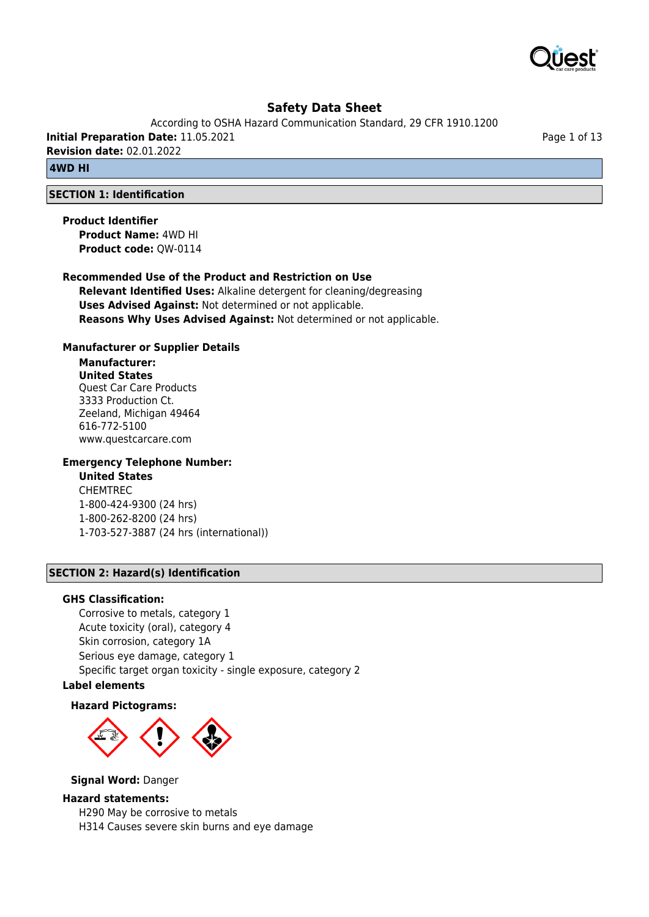# Safety Data Sheet

According to OSHA Hazard Communication Standard, 29 CFR 1910.1200

**Initial Preparation Date:** 11.05.2021

**Revision date:** 02.01.2022

## 4WD HI

## SECTION 1: Identification

**Product Identifier**

**Product Name:** 4WD HI

**Product code:** QW-0114

**Recommended Use of the Product and Restriction on Use**

**Relevant Identified Uses:** Alkaline detergent for cleaning/degreasing

**Uses Advised Against:** Not determined or not applicable.

**Reasons Why Uses Advised Against:** Not determined or not applicable.

**Manufacturer or Supplier Details**

**Manufacturer:**

**United States**

Quest Car Care Products
3333 Production Ct.
Zeeland, Michigan 49464
616-772-5100
www.questcarcare.com

**Emergency Telephone Number:**

**United States**

CHEMTREC
1-800-424-9300 (24 hrs)
1-800-262-8200 (24 hrs)
1-703-527-3887 (24 hrs (international))

## SECTION 2: Hazard(s) Identification

**GHS Classification:**

Corrosive to metals, category 1
Acute toxicity (oral), category 4
Skin corrosion, category 1A
Serious eye damage, category 1
Specific target organ toxicity - single exposure, category 2

**Label elements**

**Hazard Pictograms:**

**Signal Word:** Danger

**Hazard statements:**

H290 May be corrosive to metals
H314 Causes severe skin burns and eye damage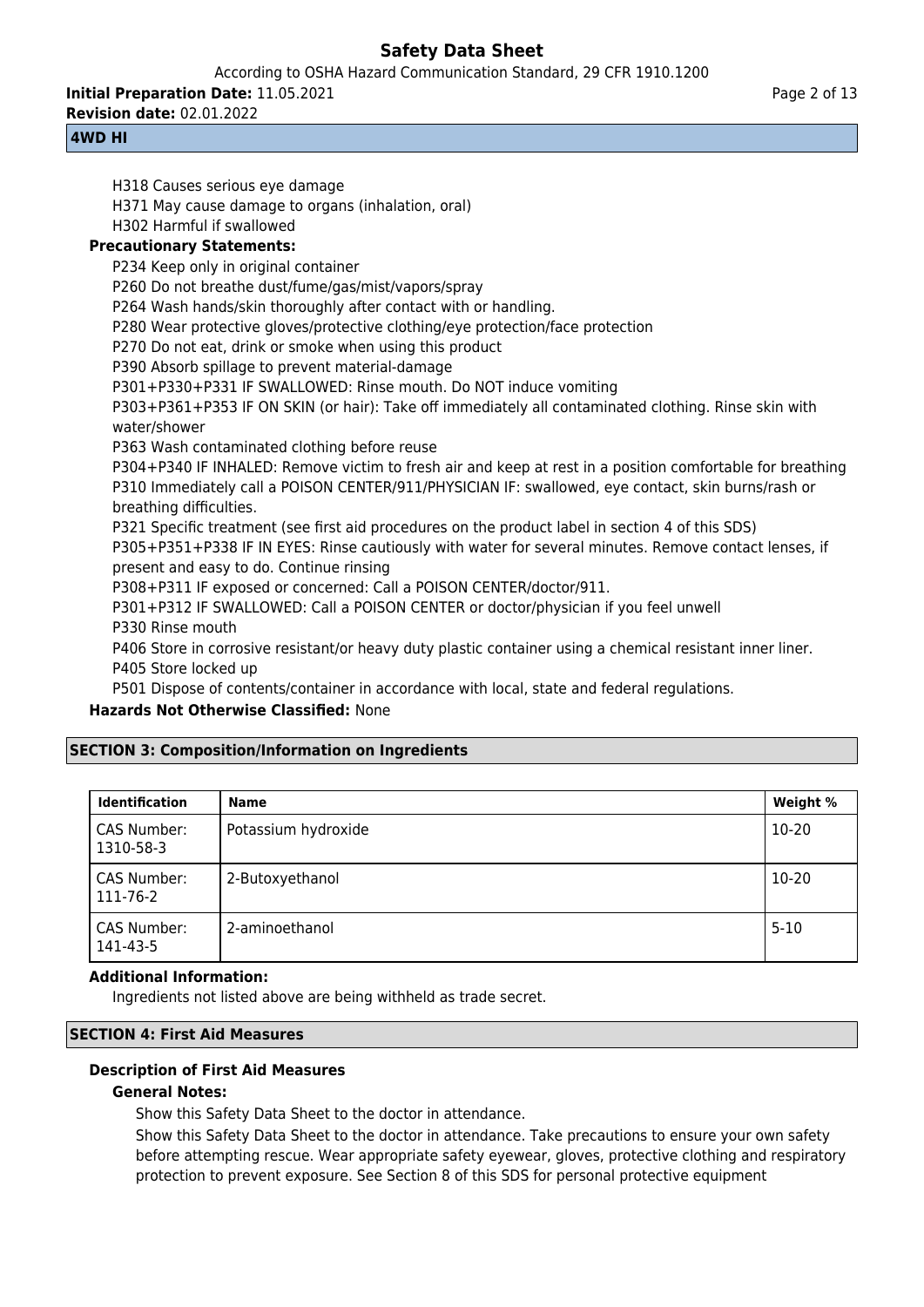H318 Causes serious eye damage
H371 May cause damage to organs (inhalation, oral)
H302 Harmful if swallowed

**Precautionary Statements:**

P234 Keep only in original container
P260 Do not breathe dust/fume/gas/mist/vapors/spray
P264 Wash hands/skin thoroughly after contact with or handling.
P280 Wear protective gloves/protective clothing/eye protection/face protection
P270 Do not eat, drink or smoke when using this product
P390 Absorb spillage to prevent material-damage
P301+P330+P331 IF SWALLOWED: Rinse mouth. Do NOT induce vomiting
P303+P361+P353 IF ON SKIN (or hair): Take off immediately all contaminated clothing. Rinse skin with water/shower
P363 Wash contaminated clothing before reuse
P304+P340 IF INHALED: Remove victim to fresh air and keep at rest in a position comfortable for breathing
P310 Immediately call a POISON CENTER/911/PHYSICIAN IF: swallowed, eye contact, skin burns/rash or breathing difficulties.
P321 Specific treatment (see first aid procedures on the product label in section 4 of this SDS)
P305+P351+P338 IF IN EYES: Rinse cautiously with water for several minutes. Remove contact lenses, if present and easy to do. Continue rinsing
P308+P311 IF exposed or concerned: Call a POISON CENTER/doctor/911.
P301+P312 IF SWALLOWED: Call a POISON CENTER or doctor/physician if you feel unwell
P330 Rinse mouth
P406 Store in corrosive resistant/or heavy duty plastic container using a chemical resistant inner liner.
P405 Store locked up
P501 Dispose of contents/container in accordance with local, state and federal regulations.

**Hazards Not Otherwise Classified:** None

## SECTION 3: Composition/Information on Ingredients

| Identification | Name | Weight % |
|---|---|---|
| CAS Number: 1310-58-3 | Potassium hydroxide | 10-20 |
| CAS Number: 111-76-2 | 2-Butoxyethanol | 10-20 |
| CAS Number: 141-43-5 | 2-aminoethanol | 5-10 |

**Additional Information:**

Ingredients not listed above are being withheld as trade secret.

## SECTION 4: First Aid Measures

### Description of First Aid Measures

**General Notes:**

Show this Safety Data Sheet to the doctor in attendance.

Show this Safety Data Sheet to the doctor in attendance. Take precautions to ensure your own safety before attempting rescue. Wear appropriate safety eyewear, gloves, protective clothing and respiratory protection to prevent exposure. See Section 8 of this SDS for personal protective equipment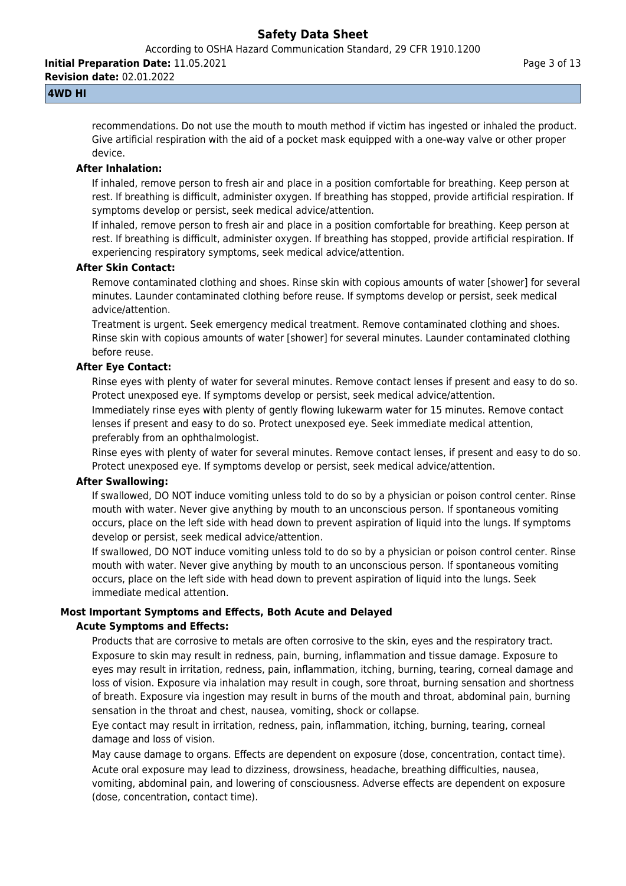recommendations. Do not use the mouth to mouth method if victim has ingested or inhaled the product. Give artificial respiration with the aid of a pocket mask equipped with a one-way valve or other proper device.

**After Inhalation:**

If inhaled, remove person to fresh air and place in a position comfortable for breathing. Keep person at rest. If breathing is difficult, administer oxygen. If breathing has stopped, provide artificial respiration. If symptoms develop or persist, seek medical advice/attention.

If inhaled, remove person to fresh air and place in a position comfortable for breathing. Keep person at rest. If breathing is difficult, administer oxygen. If breathing has stopped, provide artificial respiration. If experiencing respiratory symptoms, seek medical advice/attention.

**After Skin Contact:**

Remove contaminated clothing and shoes. Rinse skin with copious amounts of water [shower] for several minutes. Launder contaminated clothing before reuse. If symptoms develop or persist, seek medical advice/attention.

Treatment is urgent. Seek emergency medical treatment. Remove contaminated clothing and shoes. Rinse skin with copious amounts of water [shower] for several minutes. Launder contaminated clothing before reuse.

**After Eye Contact:**

Rinse eyes with plenty of water for several minutes. Remove contact lenses if present and easy to do so. Protect unexposed eye. If symptoms develop or persist, seek medical advice/attention.

Immediately rinse eyes with plenty of gently flowing lukewarm water for 15 minutes. Remove contact lenses if present and easy to do so. Protect unexposed eye. Seek immediate medical attention, preferably from an ophthalmologist.

Rinse eyes with plenty of water for several minutes. Remove contact lenses, if present and easy to do so. Protect unexposed eye. If symptoms develop or persist, seek medical advice/attention.

**After Swallowing:**

If swallowed, DO NOT induce vomiting unless told to do so by a physician or poison control center. Rinse mouth with water. Never give anything by mouth to an unconscious person. If spontaneous vomiting occurs, place on the left side with head down to prevent aspiration of liquid into the lungs. If symptoms develop or persist, seek medical advice/attention.

If swallowed, DO NOT induce vomiting unless told to do so by a physician or poison control center. Rinse mouth with water. Never give anything by mouth to an unconscious person. If spontaneous vomiting occurs, place on the left side with head down to prevent aspiration of liquid into the lungs. Seek immediate medical attention.

**Most Important Symptoms and Effects, Both Acute and Delayed**

**Acute Symptoms and Effects:**

Products that are corrosive to metals are often corrosive to the skin, eyes and the respiratory tract. Exposure to skin may result in redness, pain, burning, inflammation and tissue damage. Exposure to eyes may result in irritation, redness, pain, inflammation, itching, burning, tearing, corneal damage and loss of vision. Exposure via inhalation may result in cough, sore throat, burning sensation and shortness of breath. Exposure via ingestion may result in burns of the mouth and throat, abdominal pain, burning sensation in the throat and chest, nausea, vomiting, shock or collapse.

Eye contact may result in irritation, redness, pain, inflammation, itching, burning, tearing, corneal damage and loss of vision.

May cause damage to organs. Effects are dependent on exposure (dose, concentration, contact time).

Acute oral exposure may lead to dizziness, drowsiness, headache, breathing difficulties, nausea, vomiting, abdominal pain, and lowering of consciousness. Adverse effects are dependent on exposure (dose, concentration, contact time).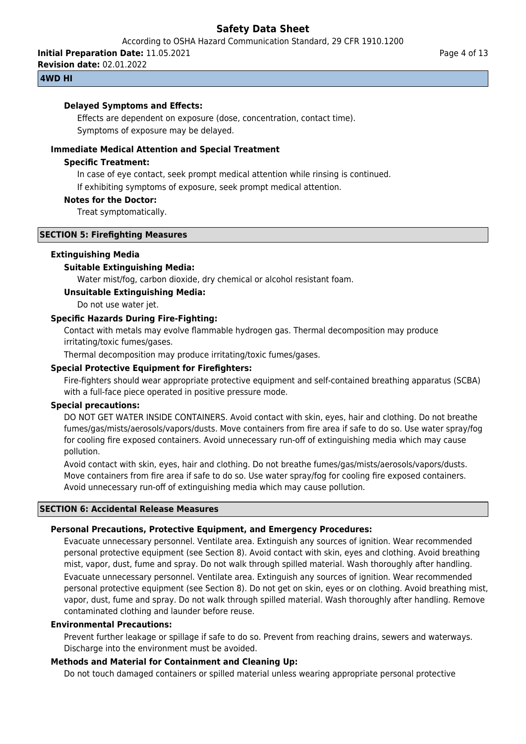**Delayed Symptoms and Effects:**

Effects are dependent on exposure (dose, concentration, contact time).

Symptoms of exposure may be delayed.

**Immediate Medical Attention and Special Treatment**

**Specific Treatment:**

In case of eye contact, seek prompt medical attention while rinsing is continued.

If exhibiting symptoms of exposure, seek prompt medical attention.

**Notes for the Doctor:**

Treat symptomatically.

## SECTION 5: Firefighting Measures

**Extinguishing Media**

**Suitable Extinguishing Media:**

Water mist/fog, carbon dioxide, dry chemical or alcohol resistant foam.

**Unsuitable Extinguishing Media:**

Do not use water jet.

**Specific Hazards During Fire-Fighting:**

Contact with metals may evolve flammable hydrogen gas. Thermal decomposition may produce irritating/toxic fumes/gases.

Thermal decomposition may produce irritating/toxic fumes/gases.

**Special Protective Equipment for Firefighters:**

Fire-fighters should wear appropriate protective equipment and self-contained breathing apparatus (SCBA) with a full-face piece operated in positive pressure mode.

**Special precautions:**

DO NOT GET WATER INSIDE CONTAINERS. Avoid contact with skin, eyes, hair and clothing. Do not breathe fumes/gas/mists/aerosols/vapors/dusts. Move containers from fire area if safe to do so. Use water spray/fog for cooling fire exposed containers. Avoid unnecessary run-off of extinguishing media which may cause pollution.

Avoid contact with skin, eyes, hair and clothing. Do not breathe fumes/gas/mists/aerosols/vapors/dusts. Move containers from fire area if safe to do so. Use water spray/fog for cooling fire exposed containers. Avoid unnecessary run-off of extinguishing media which may cause pollution.

## SECTION 6: Accidental Release Measures

**Personal Precautions, Protective Equipment, and Emergency Procedures:**

Evacuate unnecessary personnel. Ventilate area. Extinguish any sources of ignition. Wear recommended personal protective equipment (see Section 8). Avoid contact with skin, eyes and clothing. Avoid breathing mist, vapor, dust, fume and spray. Do not walk through spilled material. Wash thoroughly after handling.

Evacuate unnecessary personnel. Ventilate area. Extinguish any sources of ignition. Wear recommended personal protective equipment (see Section 8). Do not get on skin, eyes or on clothing. Avoid breathing mist, vapor, dust, fume and spray. Do not walk through spilled material. Wash thoroughly after handling. Remove contaminated clothing and launder before reuse.

**Environmental Precautions:**

Prevent further leakage or spillage if safe to do so. Prevent from reaching drains, sewers and waterways. Discharge into the environment must be avoided.

**Methods and Material for Containment and Cleaning Up:**

Do not touch damaged containers or spilled material unless wearing appropriate personal protective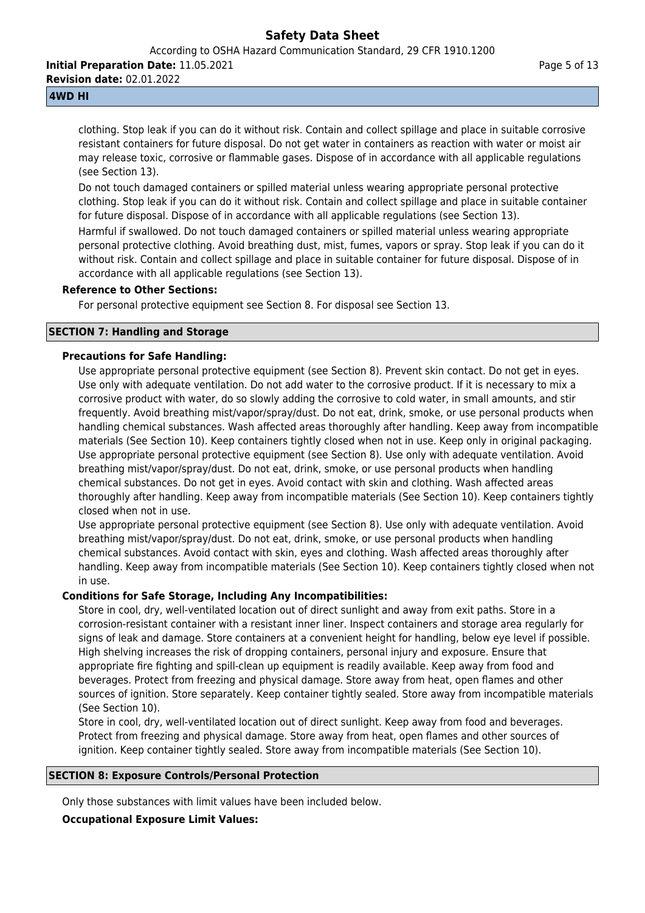clothing. Stop leak if you can do it without risk. Contain and collect spillage and place in suitable corrosive resistant containers for future disposal. Do not get water in containers as reaction with water or moist air may release toxic, corrosive or flammable gases. Dispose of in accordance with all applicable regulations (see Section 13).

Do not touch damaged containers or spilled material unless wearing appropriate personal protective clothing. Stop leak if you can do it without risk. Contain and collect spillage and place in suitable container for future disposal. Dispose of in accordance with all applicable regulations (see Section 13).

Harmful if swallowed. Do not touch damaged containers or spilled material unless wearing appropriate personal protective clothing. Avoid breathing dust, mist, fumes, vapors or spray. Stop leak if you can do it without risk. Contain and collect spillage and place in suitable container for future disposal. Dispose of in accordance with all applicable regulations (see Section 13).

**Reference to Other Sections:**

For personal protective equipment see Section 8. For disposal see Section 13.

## SECTION 7: Handling and Storage

**Precautions for Safe Handling:**

Use appropriate personal protective equipment (see Section 8). Prevent skin contact. Do not get in eyes. Use only with adequate ventilation. Do not add water to the corrosive product. If it is necessary to mix a corrosive product with water, do so slowly adding the corrosive to cold water, in small amounts, and stir frequently. Avoid breathing mist/vapor/spray/dust. Do not eat, drink, smoke, or use personal products when handling chemical substances. Wash affected areas thoroughly after handling. Keep away from incompatible materials (See Section 10). Keep containers tightly closed when not in use. Keep only in original packaging.

Use appropriate personal protective equipment (see Section 8). Use only with adequate ventilation. Avoid breathing mist/vapor/spray/dust. Do not eat, drink, smoke, or use personal products when handling chemical substances. Do not get in eyes. Avoid contact with skin and clothing. Wash affected areas thoroughly after handling. Keep away from incompatible materials (See Section 10). Keep containers tightly closed when not in use.

Use appropriate personal protective equipment (see Section 8). Use only with adequate ventilation. Avoid breathing mist/vapor/spray/dust. Do not eat, drink, smoke, or use personal products when handling chemical substances. Avoid contact with skin, eyes and clothing. Wash affected areas thoroughly after handling. Keep away from incompatible materials (See Section 10). Keep containers tightly closed when not in use.

**Conditions for Safe Storage, Including Any Incompatibilities:**

Store in cool, dry, well-ventilated location out of direct sunlight and away from exit paths. Store in a corrosion-resistant container with a resistant inner liner. Inspect containers and storage area regularly for signs of leak and damage. Store containers at a convenient height for handling, below eye level if possible. High shelving increases the risk of dropping containers, personal injury and exposure. Ensure that appropriate fire fighting and spill-clean up equipment is readily available. Keep away from food and beverages. Protect from freezing and physical damage. Store away from heat, open flames and other sources of ignition. Store separately. Keep container tightly sealed. Store away from incompatible materials (See Section 10).

Store in cool, dry, well-ventilated location out of direct sunlight. Keep away from food and beverages. Protect from freezing and physical damage. Store away from heat, open flames and other sources of ignition. Keep container tightly sealed. Store away from incompatible materials (See Section 10).

## SECTION 8: Exposure Controls/Personal Protection

Only those substances with limit values have been included below.

**Occupational Exposure Limit Values:**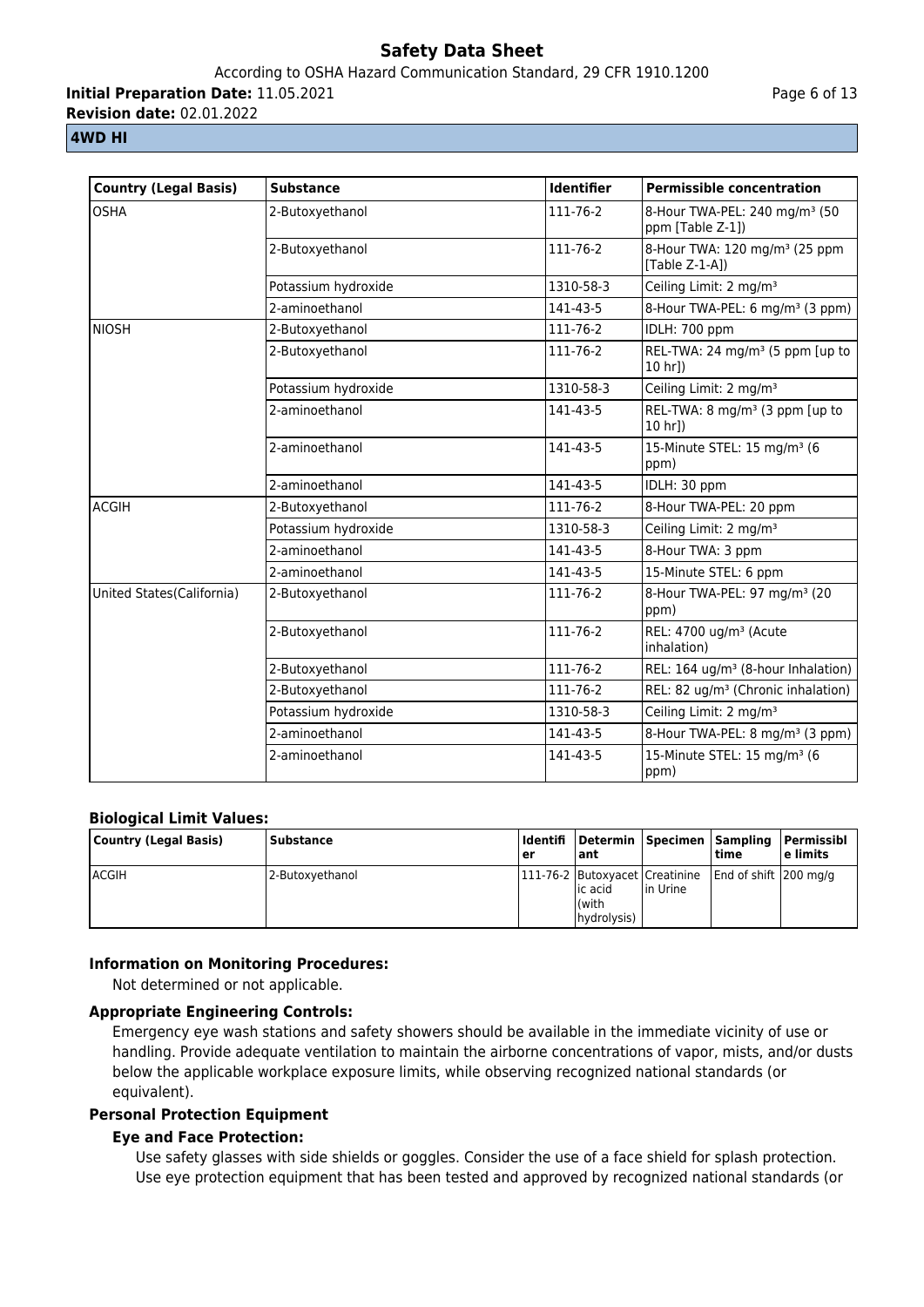**4WD HI**

| Country (Legal Basis) | Substance | Identifier | Permissible concentration |
|---|---|---|---|
| OSHA | 2-Butoxyethanol | 111-76-2 | 8-Hour TWA-PEL: 240 mg/m³ (50 ppm [Table Z-1]) |
| | 2-Butoxyethanol | 111-76-2 | 8-Hour TWA: 120 mg/m³ (25 ppm [Table Z-1-A]) |
| | Potassium hydroxide | 1310-58-3 | Ceiling Limit: 2 mg/m³ |
| | 2-aminoethanol | 141-43-5 | 8-Hour TWA-PEL: 6 mg/m³ (3 ppm) |
| NIOSH | 2-Butoxyethanol | 111-76-2 | IDLH: 700 ppm |
| | 2-Butoxyethanol | 111-76-2 | REL-TWA: 24 mg/m³ (5 ppm [up to 10 hr]) |
| | Potassium hydroxide | 1310-58-3 | Ceiling Limit: 2 mg/m³ |
| | 2-aminoethanol | 141-43-5 | REL-TWA: 8 mg/m³ (3 ppm [up to 10 hr]) |
| | 2-aminoethanol | 141-43-5 | 15-Minute STEL: 15 mg/m³ (6 ppm) |
| | 2-aminoethanol | 141-43-5 | IDLH: 30 ppm |
| ACGIH | 2-Butoxyethanol | 111-76-2 | 8-Hour TWA-PEL: 20 ppm |
| | Potassium hydroxide | 1310-58-3 | Ceiling Limit: 2 mg/m³ |
| | 2-aminoethanol | 141-43-5 | 8-Hour TWA: 3 ppm |
| | 2-aminoethanol | 141-43-5 | 15-Minute STEL: 6 ppm |
| United States(California) | 2-Butoxyethanol | 111-76-2 | 8-Hour TWA-PEL: 97 mg/m³ (20 ppm) |
| | 2-Butoxyethanol | 111-76-2 | REL: 4700 ug/m³ (Acute inhalation) |
| | 2-Butoxyethanol | 111-76-2 | REL: 164 ug/m³ (8-hour Inhalation) |
| | 2-Butoxyethanol | 111-76-2 | REL: 82 ug/m³ (Chronic inhalation) |
| | Potassium hydroxide | 1310-58-3 | Ceiling Limit: 2 mg/m³ |
| | 2-aminoethanol | 141-43-5 | 8-Hour TWA-PEL: 8 mg/m³ (3 ppm) |
| | 2-aminoethanol | 141-43-5 | 15-Minute STEL: 15 mg/m³ (6 ppm) |

**Biological Limit Values:**

| Country (Legal Basis) | Substance | Identifier | Determinant | Specimen | Sampling time | Permissible limits |
|---|---|---|---|---|---|---|
| ACGIH | 2-Butoxyethanol | 111-76-2 | Butoxyacetic acid (with hydrolysis) | Creatinine in Urine | End of shift | 200 mg/g |

**Information on Monitoring Procedures:**

Not determined or not applicable.

**Appropriate Engineering Controls:**

Emergency eye wash stations and safety showers should be available in the immediate vicinity of use or handling. Provide adequate ventilation to maintain the airborne concentrations of vapor, mists, and/or dusts below the applicable workplace exposure limits, while observing recognized national standards (or equivalent).

**Personal Protection Equipment**

**Eye and Face Protection:**

Use safety glasses with side shields or goggles. Consider the use of a face shield for splash protection. Use eye protection equipment that has been tested and approved by recognized national standards (or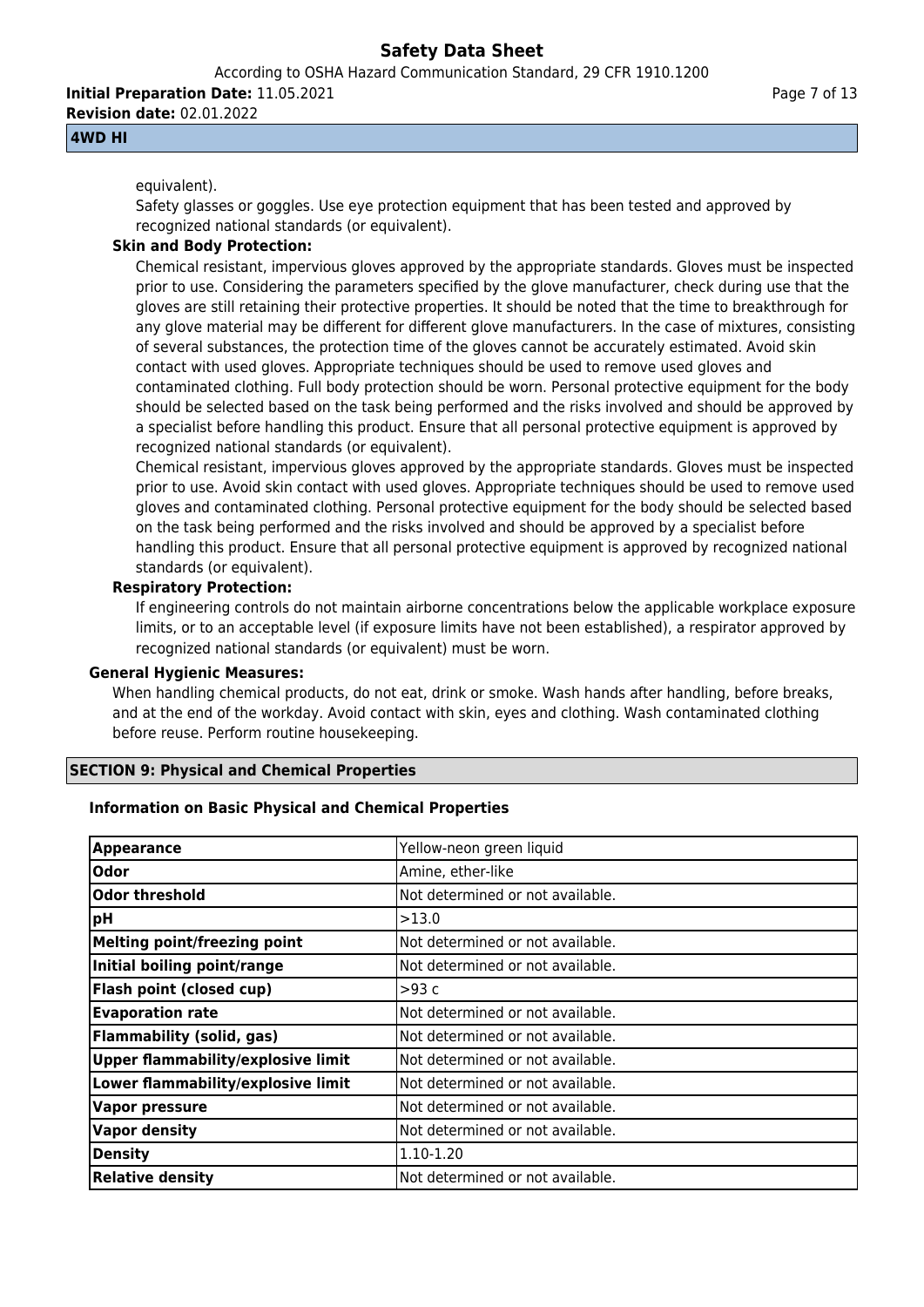equivalent).

Safety glasses or goggles. Use eye protection equipment that has been tested and approved by recognized national standards (or equivalent).

**Skin and Body Protection:**

Chemical resistant, impervious gloves approved by the appropriate standards. Gloves must be inspected prior to use. Considering the parameters specified by the glove manufacturer, check during use that the gloves are still retaining their protective properties. It should be noted that the time to breakthrough for any glove material may be different for different glove manufacturers. In the case of mixtures, consisting of several substances, the protection time of the gloves cannot be accurately estimated. Avoid skin contact with used gloves. Appropriate techniques should be used to remove used gloves and contaminated clothing. Full body protection should be worn. Personal protective equipment for the body should be selected based on the task being performed and the risks involved and should be approved by a specialist before handling this product. Ensure that all personal protective equipment is approved by recognized national standards (or equivalent).

Chemical resistant, impervious gloves approved by the appropriate standards. Gloves must be inspected prior to use. Avoid skin contact with used gloves. Appropriate techniques should be used to remove used gloves and contaminated clothing. Personal protective equipment for the body should be selected based on the task being performed and the risks involved and should be approved by a specialist before handling this product. Ensure that all personal protective equipment is approved by recognized national standards (or equivalent).

**Respiratory Protection:**

If engineering controls do not maintain airborne concentrations below the applicable workplace exposure limits, or to an acceptable level (if exposure limits have not been established), a respirator approved by recognized national standards (or equivalent) must be worn.

**General Hygienic Measures:**

When handling chemical products, do not eat, drink or smoke. Wash hands after handling, before breaks, and at the end of the workday. Avoid contact with skin, eyes and clothing. Wash contaminated clothing before reuse. Perform routine housekeeping.

## SECTION 9: Physical and Chemical Properties

### Information on Basic Physical and Chemical Properties

| Property | Value |
|---|---|
| **Appearance** | Yellow-neon green liquid |
| **Odor** | Amine, ether-like |
| **Odor threshold** | Not determined or not available. |
| **pH** | >13.0 |
| **Melting point/freezing point** | Not determined or not available. |
| **Initial boiling point/range** | Not determined or not available. |
| **Flash point (closed cup)** | >93 c |
| **Evaporation rate** | Not determined or not available. |
| **Flammability (solid, gas)** | Not determined or not available. |
| **Upper flammability/explosive limit** | Not determined or not available. |
| **Lower flammability/explosive limit** | Not determined or not available. |
| **Vapor pressure** | Not determined or not available. |
| **Vapor density** | Not determined or not available. |
| **Density** | 1.10-1.20 |
| **Relative density** | Not determined or not available. |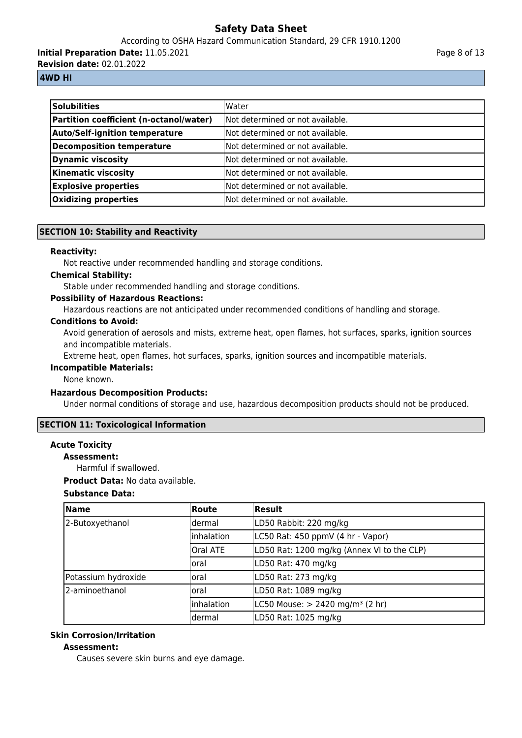| Solubilities | Water |
|---|---|
| Partition coefficient (n-octanol/water) | Not determined or not available. |
| Auto/Self-ignition temperature | Not determined or not available. |
| Decomposition temperature | Not determined or not available. |
| Dynamic viscosity | Not determined or not available. |
| Kinematic viscosity | Not determined or not available. |
| Explosive properties | Not determined or not available. |
| Oxidizing properties | Not determined or not available. |

## SECTION 10: Stability and Reactivity

**Reactivity:**

Not reactive under recommended handling and storage conditions.

**Chemical Stability:**

Stable under recommended handling and storage conditions.

**Possibility of Hazardous Reactions:**

Hazardous reactions are not anticipated under recommended conditions of handling and storage.

**Conditions to Avoid:**

Avoid generation of aerosols and mists, extreme heat, open flames, hot surfaces, sparks, ignition sources and incompatible materials.

Extreme heat, open flames, hot surfaces, sparks, ignition sources and incompatible materials.

**Incompatible Materials:**

None known.

**Hazardous Decomposition Products:**

Under normal conditions of storage and use, hazardous decomposition products should not be produced.

## SECTION 11: Toxicological Information

### Acute Toxicity

**Assessment:**

Harmful if swallowed.

**Product Data:** No data available.

**Substance Data:**

| Name | Route | Result |
|---|---|---|
| 2-Butoxyethanol | dermal | LD50 Rabbit: 220 mg/kg |
| | inhalation | LC50 Rat: 450 ppmV (4 hr - Vapor) |
| | Oral ATE | LD50 Rat: 1200 mg/kg (Annex VI to the CLP) |
| | oral | LD50 Rat: 470 mg/kg |
| Potassium hydroxide | oral | LD50 Rat: 273 mg/kg |
| 2-aminoethanol | oral | LD50 Rat: 1089 mg/kg |
| | inhalation | LC50 Mouse: > 2420 mg/m³ (2 hr) |
| | dermal | LD50 Rat: 1025 mg/kg |

### Skin Corrosion/Irritation

**Assessment:**

Causes severe skin burns and eye damage.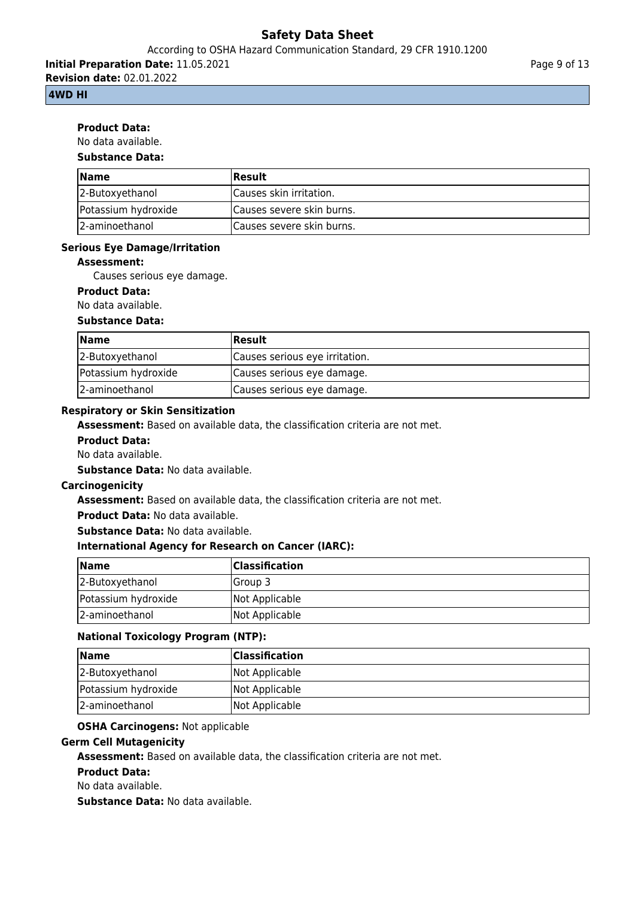**Product Data:**

No data available.

**Substance Data:**

| Name | Result |
| --- | --- |
| 2-Butoxyethanol | Causes skin irritation. |
| Potassium hydroxide | Causes severe skin burns. |
| 2-aminoethanol | Causes severe skin burns. |

**Serious Eye Damage/Irritation**

**Assessment:**

Causes serious eye damage.

**Product Data:**

No data available.

**Substance Data:**

| Name | Result |
| --- | --- |
| 2-Butoxyethanol | Causes serious eye irritation. |
| Potassium hydroxide | Causes serious eye damage. |
| 2-aminoethanol | Causes serious eye damage. |

**Respiratory or Skin Sensitization**

**Assessment:** Based on available data, the classification criteria are not met.

**Product Data:**

No data available.

**Substance Data:** No data available.

**Carcinogenicity**

**Assessment:** Based on available data, the classification criteria are not met.

**Product Data:** No data available.

**Substance Data:** No data available.

**International Agency for Research on Cancer (IARC):**

| Name | Classification |
| --- | --- |
| 2-Butoxyethanol | Group 3 |
| Potassium hydroxide | Not Applicable |
| 2-aminoethanol | Not Applicable |

**National Toxicology Program (NTP):**

| Name | Classification |
| --- | --- |
| 2-Butoxyethanol | Not Applicable |
| Potassium hydroxide | Not Applicable |
| 2-aminoethanol | Not Applicable |

**OSHA Carcinogens:** Not applicable

**Germ Cell Mutagenicity**

**Assessment:** Based on available data, the classification criteria are not met.

**Product Data:**

No data available.

**Substance Data:** No data available.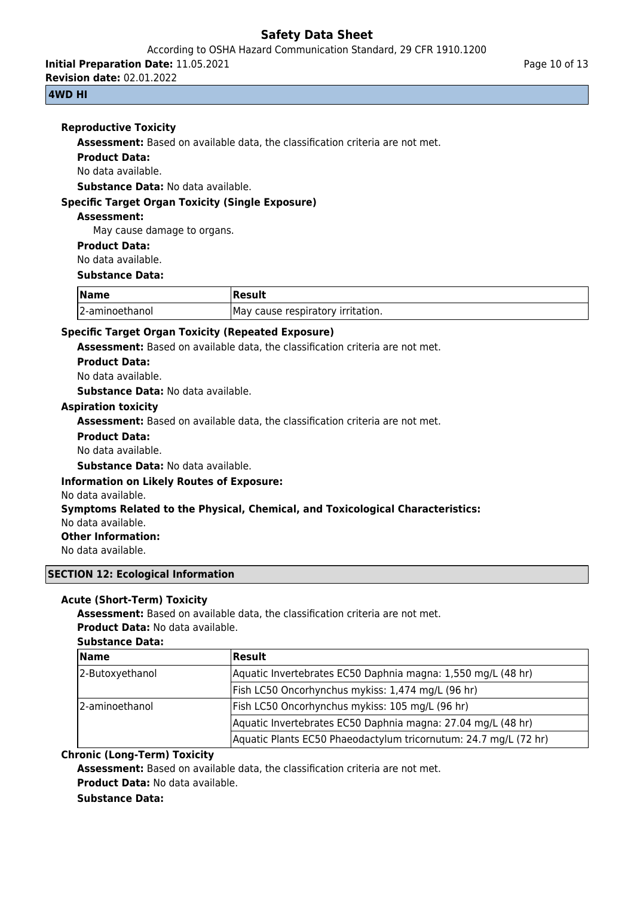#### Reproductive Toxicity

**Assessment:** Based on available data, the classification criteria are not met.

**Product Data:**

No data available.

**Substance Data:** No data available.

#### Specific Target Organ Toxicity (Single Exposure)

**Assessment:**

May cause damage to organs.

**Product Data:**

No data available.

**Substance Data:**

| Name | Result |
|---|---|
| 2-aminoethanol | May cause respiratory irritation. |

#### Specific Target Organ Toxicity (Repeated Exposure)

**Assessment:** Based on available data, the classification criteria are not met.

**Product Data:**

No data available.

**Substance Data:** No data available.

#### Aspiration toxicity

**Assessment:** Based on available data, the classification criteria are not met.

**Product Data:**

No data available.

**Substance Data:** No data available.

**Information on Likely Routes of Exposure:**

No data available.

**Symptoms Related to the Physical, Chemical, and Toxicological Characteristics:**

No data available.

**Other Information:**

No data available.

## SECTION 12: Ecological Information

#### Acute (Short-Term) Toxicity

**Assessment:** Based on available data, the classification criteria are not met.

**Product Data:** No data available.

**Substance Data:**

| Name | Result |
|---|---|
| 2-Butoxyethanol | Aquatic Invertebrates EC50 Daphnia magna: 1,550 mg/L (48 hr) |
| | Fish LC50 Oncorhynchus mykiss: 1,474 mg/L (96 hr) |
| 2-aminoethanol | Fish LC50 Oncorhynchus mykiss: 105 mg/L (96 hr) |
| | Aquatic Invertebrates EC50 Daphnia magna: 27.04 mg/L (48 hr) |
| | Aquatic Plants EC50 Phaeodactylum tricornutum: 24.7 mg/L (72 hr) |

#### Chronic (Long-Term) Toxicity

**Assessment:** Based on available data, the classification criteria are not met.

**Product Data:** No data available.

**Substance Data:**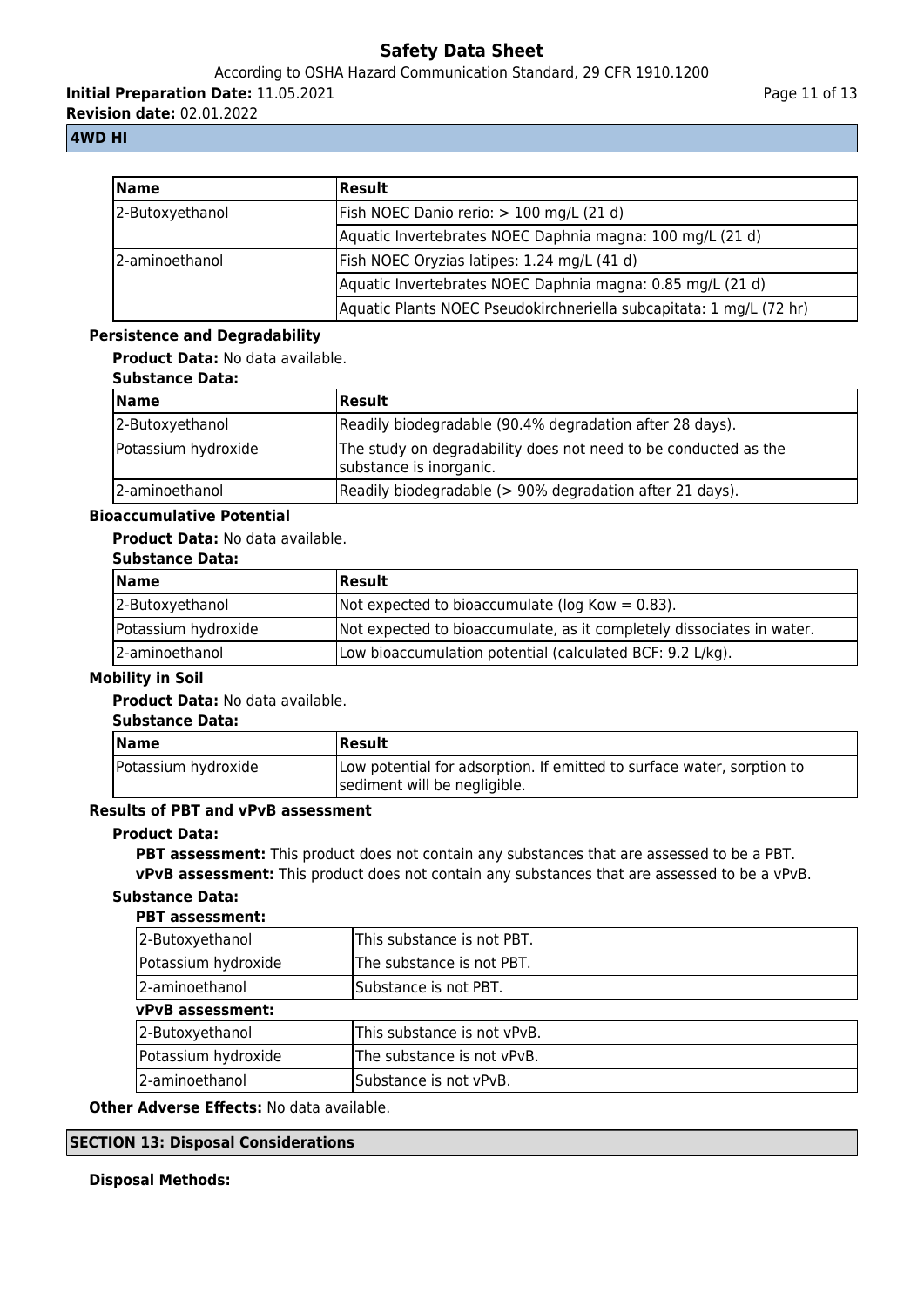| Name | Result |
|---|---|
| 2-Butoxyethanol | Fish NOEC Danio rerio: > 100 mg/L (21 d) |
| | Aquatic Invertebrates NOEC Daphnia magna: 100 mg/L (21 d) |
| 2-aminoethanol | Fish NOEC Oryzias latipes: 1.24 mg/L (41 d) |
| | Aquatic Invertebrates NOEC Daphnia magna: 0.85 mg/L (21 d) |
| | Aquatic Plants NOEC Pseudokirchneriella subcapitata: 1 mg/L (72 hr) |

**Persistence and Degradability**

**Product Data:** No data available.

**Substance Data:**

| Name | Result |
|---|---|
| 2-Butoxyethanol | Readily biodegradable (90.4% degradation after 28 days). |
| Potassium hydroxide | The study on degradability does not need to be conducted as the substance is inorganic. |
| 2-aminoethanol | Readily biodegradable (> 90% degradation after 21 days). |

**Bioaccumulative Potential**

**Product Data:** No data available.

**Substance Data:**

| Name | Result |
|---|---|
| 2-Butoxyethanol | Not expected to bioaccumulate (log Kow = 0.83). |
| Potassium hydroxide | Not expected to bioaccumulate, as it completely dissociates in water. |
| 2-aminoethanol | Low bioaccumulation potential (calculated BCF: 9.2 L/kg). |

**Mobility in Soil**

**Product Data:** No data available.

**Substance Data:**

| Name | Result |
|---|---|
| Potassium hydroxide | Low potential for adsorption. If emitted to surface water, sorption to sediment will be negligible. |

**Results of PBT and vPvB assessment**

**Product Data:**

**PBT assessment:** This product does not contain any substances that are assessed to be a PBT.

**vPvB assessment:** This product does not contain any substances that are assessed to be a vPvB.

**Substance Data:**

**PBT assessment:**

| | |
|---|---|
| 2-Butoxyethanol | This substance is not PBT. |
| Potassium hydroxide | The substance is not PBT. |
| 2-aminoethanol | Substance is not PBT. |

**vPvB assessment:**

| | |
|---|---|
| 2-Butoxyethanol | This substance is not vPvB. |
| Potassium hydroxide | The substance is not vPvB. |
| 2-aminoethanol | Substance is not vPvB. |

**Other Adverse Effects:** No data available.

## SECTION 13: Disposal Considerations

**Disposal Methods:**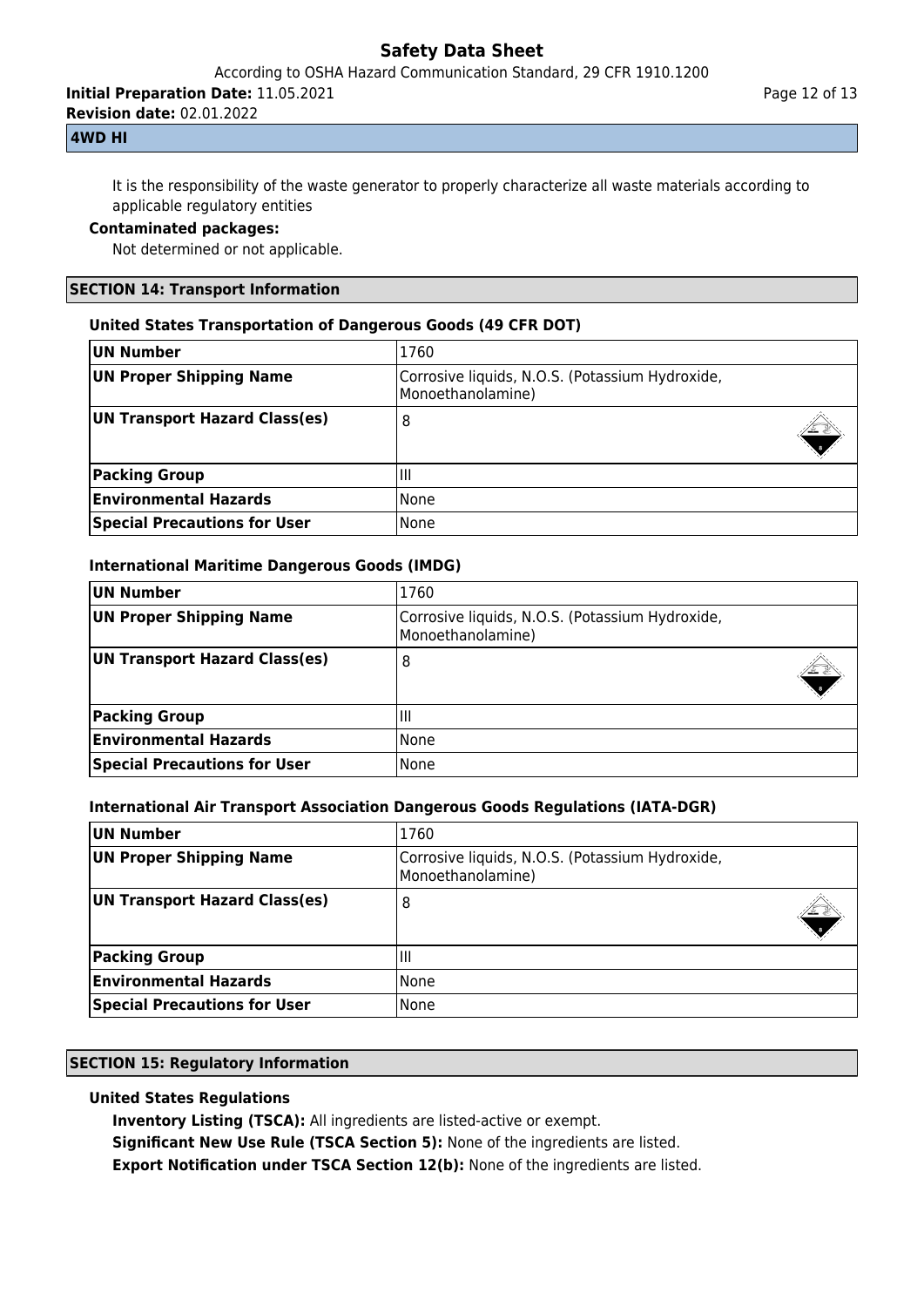It is the responsibility of the waste generator to properly characterize all waste materials according to applicable regulatory entities

**Contaminated packages:**

Not determined or not applicable.

## SECTION 14: Transport Information

### United States Transportation of Dangerous Goods (49 CFR DOT)

| | |
|---|---|
| **UN Number** | 1760 |
| **UN Proper Shipping Name** | Corrosive liquids, N.O.S. (Potassium Hydroxide, Monoethanolamine) |
| **UN Transport Hazard Class(es)** | 8 |
| **Packing Group** | III |
| **Environmental Hazards** | None |
| **Special Precautions for User** | None |

### International Maritime Dangerous Goods (IMDG)

| | |
|---|---|
| **UN Number** | 1760 |
| **UN Proper Shipping Name** | Corrosive liquids, N.O.S. (Potassium Hydroxide, Monoethanolamine) |
| **UN Transport Hazard Class(es)** | 8 |
| **Packing Group** | III |
| **Environmental Hazards** | None |
| **Special Precautions for User** | None |

### International Air Transport Association Dangerous Goods Regulations (IATA-DGR)

| | |
|---|---|
| **UN Number** | 1760 |
| **UN Proper Shipping Name** | Corrosive liquids, N.O.S. (Potassium Hydroxide, Monoethanolamine) |
| **UN Transport Hazard Class(es)** | 8 |
| **Packing Group** | III |
| **Environmental Hazards** | None |
| **Special Precautions for User** | None |

## SECTION 15: Regulatory Information

### United States Regulations

**Inventory Listing (TSCA):** All ingredients are listed-active or exempt.

**Significant New Use Rule (TSCA Section 5):** None of the ingredients are listed.

**Export Notification under TSCA Section 12(b):** None of the ingredients are listed.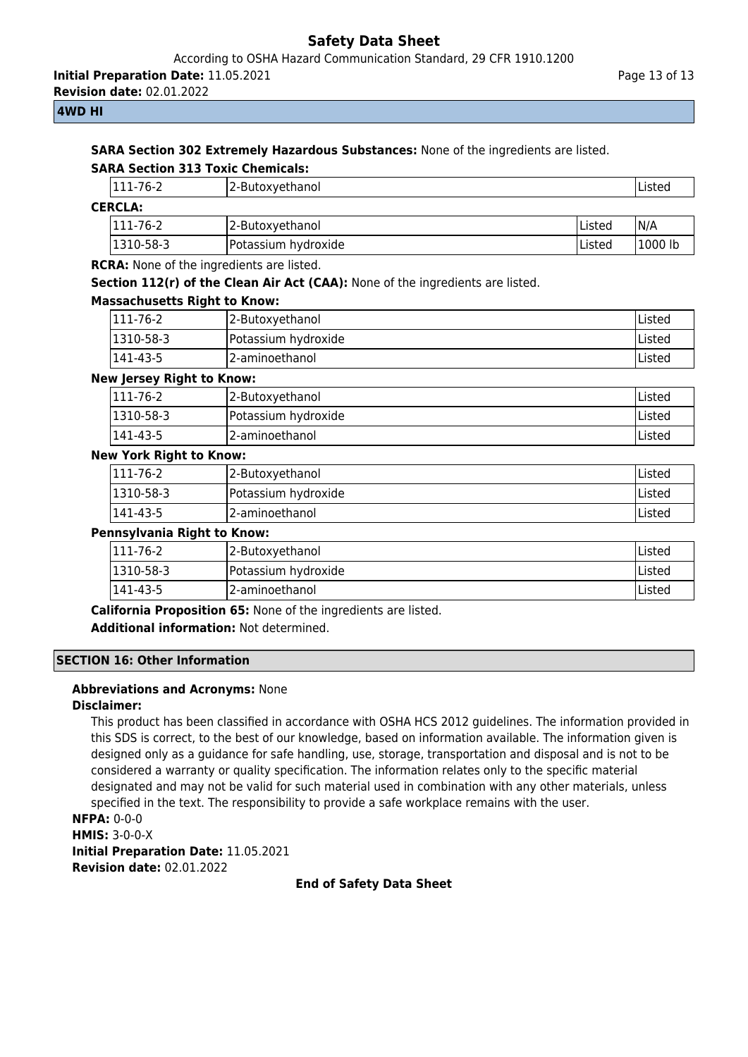**SARA Section 302 Extremely Hazardous Substances:** None of the ingredients are listed.

**SARA Section 313 Toxic Chemicals:**

| | | |
|---|---|---|
| 111-76-2 | 2-Butoxyethanol | Listed |

**CERCLA:**

| | | | |
|---|---|---|---|
| 111-76-2 | 2-Butoxyethanol | Listed | N/A |
| 1310-58-3 | Potassium hydroxide | Listed | 1000 lb |

**RCRA:** None of the ingredients are listed.

**Section 112(r) of the Clean Air Act (CAA):** None of the ingredients are listed.

**Massachusetts Right to Know:**

| | | |
|---|---|---|
| 111-76-2 | 2-Butoxyethanol | Listed |
| 1310-58-3 | Potassium hydroxide | Listed |
| 141-43-5 | 2-aminoethanol | Listed |

**New Jersey Right to Know:**

| | | |
|---|---|---|
| 111-76-2 | 2-Butoxyethanol | Listed |
| 1310-58-3 | Potassium hydroxide | Listed |
| 141-43-5 | 2-aminoethanol | Listed |

**New York Right to Know:**

| | | |
|---|---|---|
| 111-76-2 | 2-Butoxyethanol | Listed |
| 1310-58-3 | Potassium hydroxide | Listed |
| 141-43-5 | 2-aminoethanol | Listed |

**Pennsylvania Right to Know:**

| | | |
|---|---|---|
| 111-76-2 | 2-Butoxyethanol | Listed |
| 1310-58-3 | Potassium hydroxide | Listed |
| 141-43-5 | 2-aminoethanol | Listed |

**California Proposition 65:** None of the ingredients are listed.

**Additional information:** Not determined.

## SECTION 16: Other Information

**Abbreviations and Acronyms:** None

**Disclaimer:**

This product has been classified in accordance with OSHA HCS 2012 guidelines. The information provided in this SDS is correct, to the best of our knowledge, based on information available. The information given is designed only as a guidance for safe handling, use, storage, transportation and disposal and is not to be considered a warranty or quality specification. The information relates only to the specific material designated and may not be valid for such material used in combination with any other materials, unless specified in the text. The responsibility to provide a safe workplace remains with the user.

**NFPA:** 0-0-0

**HMIS:** 3-0-0-X

**Initial Preparation Date:** 11.05.2021

**Revision date:** 02.01.2022

**End of Safety Data Sheet**